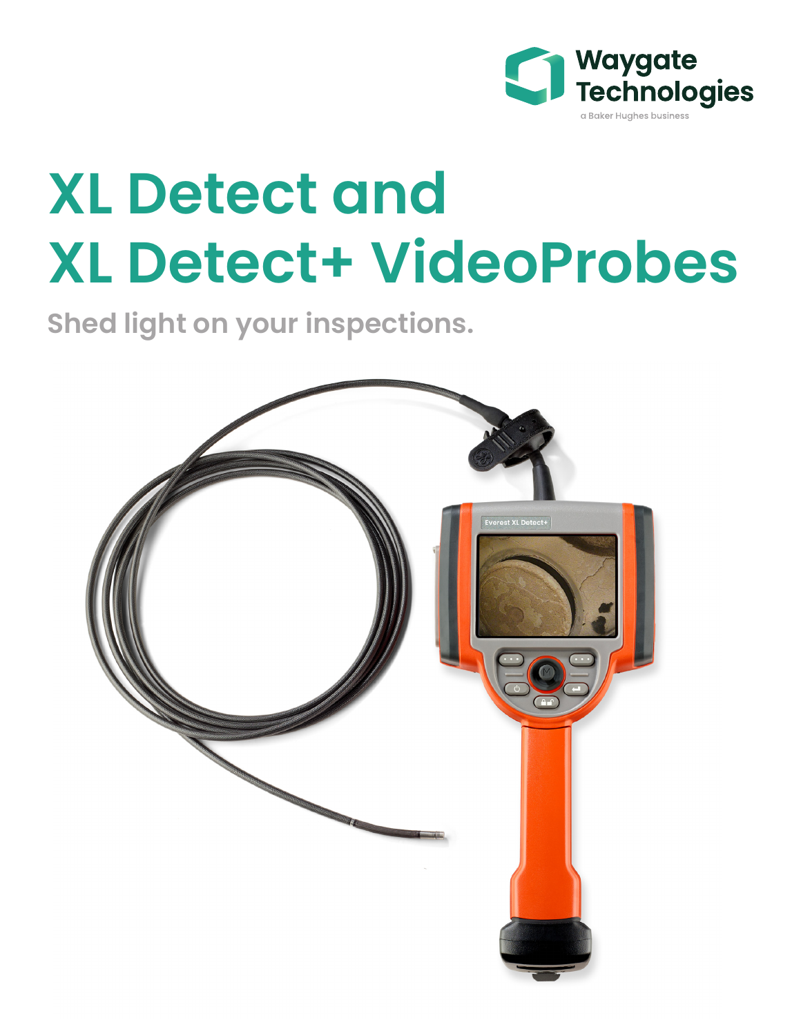Waygate Technologies

a Baker Hughes business

# XL Detect and XL Detect+ VideoProbes

## Shed light on your inspections.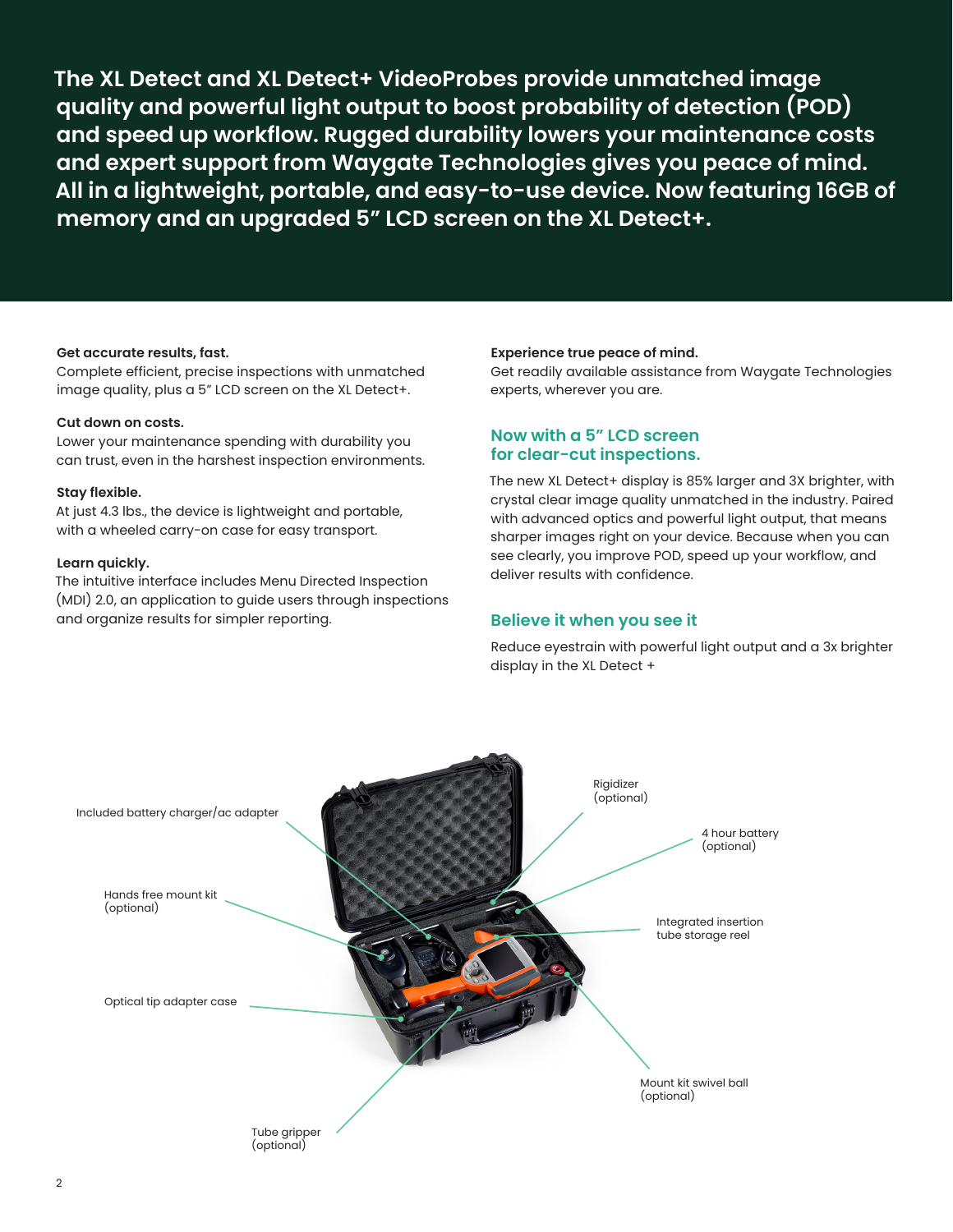**The XL Detect and XL Detect+ VideoProbes provide unmatched image quality and powerful light output to boost probability of detection (POD) and speed up workflow. Rugged durability lowers your maintenance costs and expert support from Waygate Technologies gives you peace of mind. All in a lightweight, portable, and easy-to-use device. Now featuring 16GB of memory and an upgraded 5" LCD screen on the XL Detect+.**

**Get accurate results, fast.**
Complete efficient, precise inspections with unmatched image quality, plus a 5" LCD screen on the XL Detect+.

**Cut down on costs.**
Lower your maintenance spending with durability you can trust, even in the harshest inspection environments.

**Stay flexible.**
At just 4.3 lbs., the device is lightweight and portable, with a wheeled carry-on case for easy transport.

**Learn quickly.**
The intuitive interface includes Menu Directed Inspection (MDI) 2.0, an application to guide users through inspections and organize results for simpler reporting.

**Experience true peace of mind.**
Get readily available assistance from Waygate Technologies experts, wherever you are.

## Now with a 5" LCD screen for clear-cut inspections.

The new XL Detect+ display is 85% larger and 3X brighter, with crystal clear image quality unmatched in the industry. Paired with advanced optics and powerful light output, that means sharper images right on your device. Because when you can see clearly, you improve POD, speed up your workflow, and deliver results with confidence.

## Believe it when you see it

Reduce eyestrain with powerful light output and a 3x brighter display in the XL Detect +

Included battery charger/ac adapter

Hands free mount kit (optional)

Optical tip adapter case

Tube gripper (optional)

Rigidizer (optional)

4 hour battery (optional)

Integrated insertion tube storage reel

Mount kit swivel ball (optional)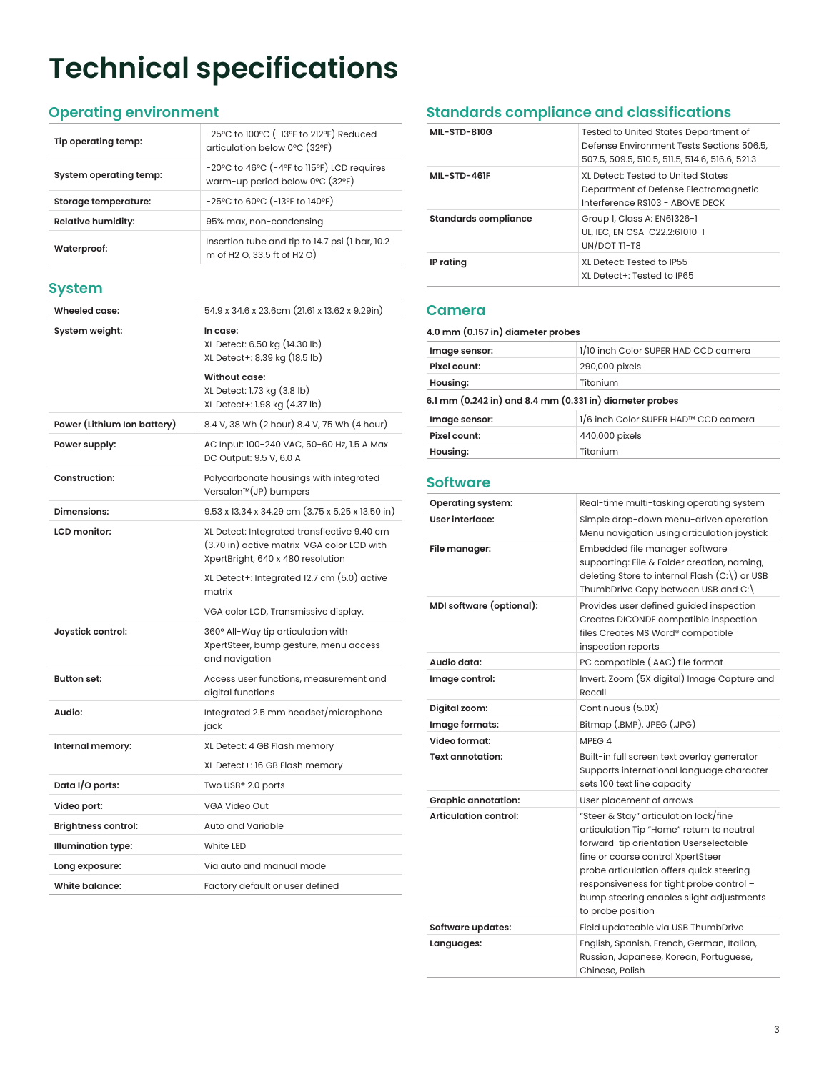# Technical specifications

## Operating environment

| | |
|---|---|
| **Tip operating temp:** | -25ºC to 100ºC (-13ºF to 212ºF) Reduced articulation below 0ºC (32ºF) |
| **System operating temp:** | -20ºC to 46ºC (-4ºF to 115ºF) LCD requires warm-up period below 0ºC (32ºF) |
| **Storage temperature:** | -25ºC to 60ºC (-13ºF to 140ºF) |
| **Relative humidity:** | 95% max, non-condensing |
| **Waterproof:** | Insertion tube and tip to 14.7 psi (1 bar, 10.2 m of H2 O, 33.5 ft of H2 O) |

## System

| | |
|---|---|
| **Wheeled case:** | 54.9 x 34.6 x 23.6cm (21.61 x 13.62 x 9.29in) |
| **System weight:** | **In case:**<br>XL Detect: 6.50 kg (14.30 lb)<br>XL Detect+: 8.39 kg (18.5 lb)<br>**Without case:**<br>XL Detect: 1.73 kg (3.8 lb)<br>XL Detect+: 1.98 kg (4.37 lb) |
| **Power (Lithium Ion battery)** | 8.4 V, 38 Wh (2 hour) 8.4 V, 75 Wh (4 hour) |
| **Power supply:** | AC Input: 100-240 VAC, 50-60 Hz, 1.5 A Max DC Output: 9.5 V, 6.0 A |
| **Construction:** | Polycarbonate housings with integrated Versalon™(JP) bumpers |
| **Dimensions:** | 9.53 x 13.34 x 34.29 cm (3.75 x 5.25 x 13.50 in) |
| **LCD monitor:** | XL Detect: Integrated transflective 9.40 cm (3.70 in) active matrix VGA color LCD with XpertBright, 640 x 480 resolution<br>XL Detect+: Integrated 12.7 cm (5.0) active matrix<br>VGA color LCD, Transmissive display. |
| **Joystick control:** | 360° All-Way tip articulation with XpertSteer, bump gesture, menu access and navigation |
| **Button set:** | Access user functions, measurement and digital functions |
| **Audio:** | Integrated 2.5 mm headset/microphone jack |
| **Internal memory:** | XL Detect: 4 GB Flash memory<br>XL Detect+: 16 GB Flash memory |
| **Data I/O ports:** | Two USB® 2.0 ports |
| **Video port:** | VGA Video Out |
| **Brightness control:** | Auto and Variable |
| **Illumination type:** | White LED |
| **Long exposure:** | Via auto and manual mode |
| **White balance:** | Factory default or user defined |

## Standards compliance and classifications

| | |
|---|---|
| **MIL-STD-810G** | Tested to United States Department of Defense Environment Tests Sections 506.5, 507.5, 509.5, 510.5, 511.5, 514.6, 516.6, 521.3 |
| **MIL-STD-461F** | XL Detect: Tested to United States Department of Defense Electromagnetic Interference RS103 - ABOVE DECK |
| **Standards compliance** | Group 1, Class A: EN61326-1<br>UL, IEC, EN CSA-C22.2:61010-1<br>UN/DOT T1-T8 |
| **IP rating** | XL Detect: Tested to IP55<br>XL Detect+: Tested to IP65 |

## Camera

**4.0 mm (0.157 in) diameter probes**

| | |
|---|---|
| **Image sensor:** | 1/10 inch Color SUPER HAD CCD camera |
| **Pixel count:** | 290,000 pixels |
| **Housing:** | Titanium |

**6.1 mm (0.242 in) and 8.4 mm (0.331 in) diameter probes**

| | |
|---|---|
| **Image sensor:** | 1/6 inch Color SUPER HAD™ CCD camera |
| **Pixel count:** | 440,000 pixels |
| **Housing:** | Titanium |

## Software

| | |
|---|---|
| **Operating system:** | Real-time multi-tasking operating system |
| **User interface:** | Simple drop-down menu-driven operation Menu navigation using articulation joystick |
| **File manager:** | Embedded file manager software supporting: File & Folder creation, naming, deleting Store to internal Flash (C:\) or USB ThumbDrive Copy between USB and C:\ |
| **MDI software (optional):** | Provides user defined guided inspection Creates DICONDE compatible inspection files Creates MS Word® compatible inspection reports |
| **Audio data:** | PC compatible (.AAC) file format |
| **Image control:** | Invert, Zoom (5X digital) Image Capture and Recall |
| **Digital zoom:** | Continuous (5.0X) |
| **Image formats:** | Bitmap (.BMP), JPEG (.JPG) |
| **Video format:** | MPEG 4 |
| **Text annotation:** | Built-in full screen text overlay generator Supports international language character sets 100 text line capacity |
| **Graphic annotation:** | User placement of arrows |
| **Articulation control:** | "Steer & Stay" articulation lock/fine articulation Tip "Home" return to neutral forward-tip orientation Userselectable fine or coarse control XpertSteer probe articulation offers quick steering responsiveness for tight probe control – bump steering enables slight adjustments to probe position |
| **Software updates:** | Field updateable via USB ThumbDrive |
| **Languages:** | English, Spanish, French, German, Italian, Russian, Japanese, Korean, Portuguese, Chinese, Polish |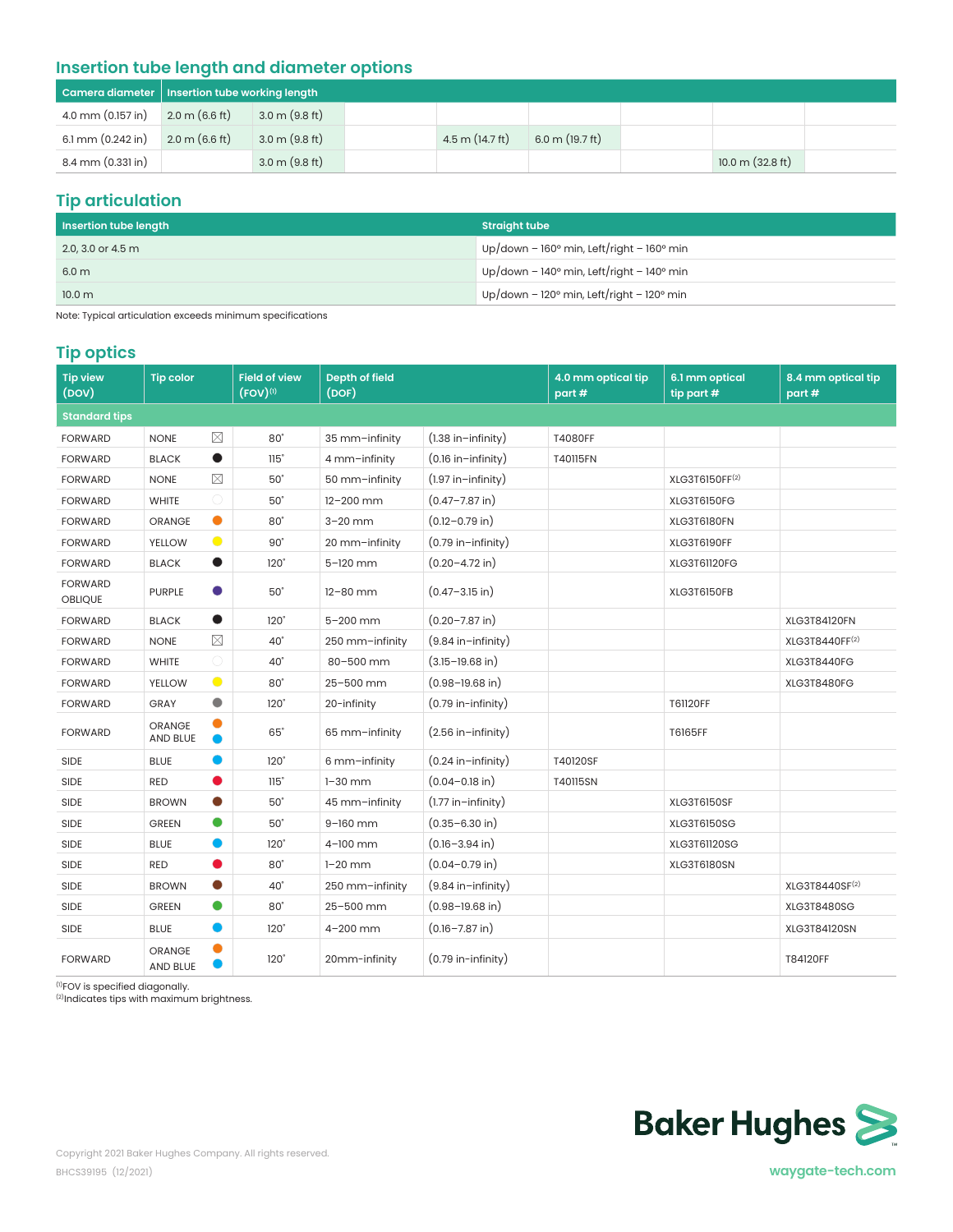## Insertion tube length and diameter options

| Camera diameter | Insertion tube working length | | | | | | | |
|---|---|---|---|---|---|---|---|---|
| 4.0 mm (0.157 in) | 2.0 m (6.6 ft) | 3.0 m (9.8 ft) | | | | | | |
| 6.1 mm (0.242 in) | 2.0 m (6.6 ft) | 3.0 m (9.8 ft) | | 4.5 m (14.7 ft) | 6.0 m (19.7 ft) | | | |
| 8.4 mm (0.331 in) | | 3.0 m (9.8 ft) | | | | | 10.0 m (32.8 ft) | |

## Tip articulation

| Insertion tube length | Straight tube |
|---|---|
| 2.0, 3.0 or 4.5 m | Up/down – 160° min, Left/right – 160° min |
| 6.0 m | Up/down – 140° min, Left/right – 140° min |
| 10.0 m | Up/down – 120° min, Left/right – 120° min |

Note: Typical articulation exceeds minimum specifications

## Tip optics

| Tip view (DOV) | Tip color | Field of view (FOV)[1] | Depth of field (DOF) | | 4.0 mm optical tip part # | 6.1 mm optical tip part # | 8.4 mm optical tip part # |
|---|---|---|---|---|---|---|---|
| **Standard tips** | | | | | | | |
| FORWARD | NONE | 80° | 35 mm–infinity | (1.38 in–infinity) | T4080FF | | |
| FORWARD | BLACK | 115° | 4 mm–infinity | (0.16 in–infinity) | T40115FN | | |
| FORWARD | NONE | 50° | 50 mm–infinity | (1.97 in–infinity) | | XLG3T6150FF[2] | |
| FORWARD | WHITE | 50° | 12–200 mm | (0.47–7.87 in) | | XLG3T6150FG | |
| FORWARD | ORANGE | 80° | 3–20 mm | (0.12–0.79 in) | | XLG3T6180FN | |
| FORWARD | YELLOW | 90° | 20 mm–infinity | (0.79 in–infinity) | | XLG3T6190FF | |
| FORWARD | BLACK | 120° | 5–120 mm | (0.20–4.72 in) | | XLG3T61120FG | |
| FORWARD OBLIQUE | PURPLE | 50° | 12–80 mm | (0.47–3.15 in) | | XLG3T6150FB | |
| FORWARD | BLACK | 120° | 5–200 mm | (0.20–7.87 in) | | | XLG3T84120FN |
| FORWARD | NONE | 40° | 250 mm–infinity | (9.84 in–infinity) | | | XLG3T8440FF[2] |
| FORWARD | WHITE | 40° | 80–500 mm | (3.15–19.68 in) | | | XLG3T8440FG |
| FORWARD | YELLOW | 80° | 25–500 mm | (0.98–19.68 in) | | | XLG3T8480FG |
| FORWARD | GRAY | 120° | 20-infinity | (0.79 in-infinity) | | T61120FF | |
| FORWARD | ORANGE AND BLUE | 65° | 65 mm–infinity | (2.56 in–infinity) | | T6165FF | |
| SIDE | BLUE | 120° | 6 mm–infinity | (0.24 in–infinity) | T40120SF | | |
| SIDE | RED | 115° | 1–30 mm | (0.04–0.18 in) | T40115SN | | |
| SIDE | BROWN | 50° | 45 mm–infinity | (1.77 in–infinity) | | XLG3T6150SF | |
| SIDE | GREEN | 50° | 9–160 mm | (0.35–6.30 in) | | XLG3T6150SG | |
| SIDE | BLUE | 120° | 4–100 mm | (0.16–3.94 in) | | XLG3T61120SG | |
| SIDE | RED | 80° | 1–20 mm | (0.04–0.79 in) | | XLG3T6180SN | |
| SIDE | BROWN | 40° | 250 mm–infinity | (9.84 in–infinity) | | | XLG3T8440SF[2] |
| SIDE | GREEN | 80° | 25–500 mm | (0.98–19.68 in) | | | XLG3T8480SG |
| SIDE | BLUE | 120° | 4–200 mm | (0.16–7.87 in) | | | XLG3T84120SN |
| FORWARD | ORANGE AND BLUE | 120° | 20mm-infinity | (0.79 in-infinity) | | | T84120FF |

[1]FOV is specified diagonally.
[2]Indicates tips with maximum brightness.

Copyright 2021 Baker Hughes Company. All rights reserved.
BHCS39195 (12/2021)

Baker Hughes

waygate-tech.com